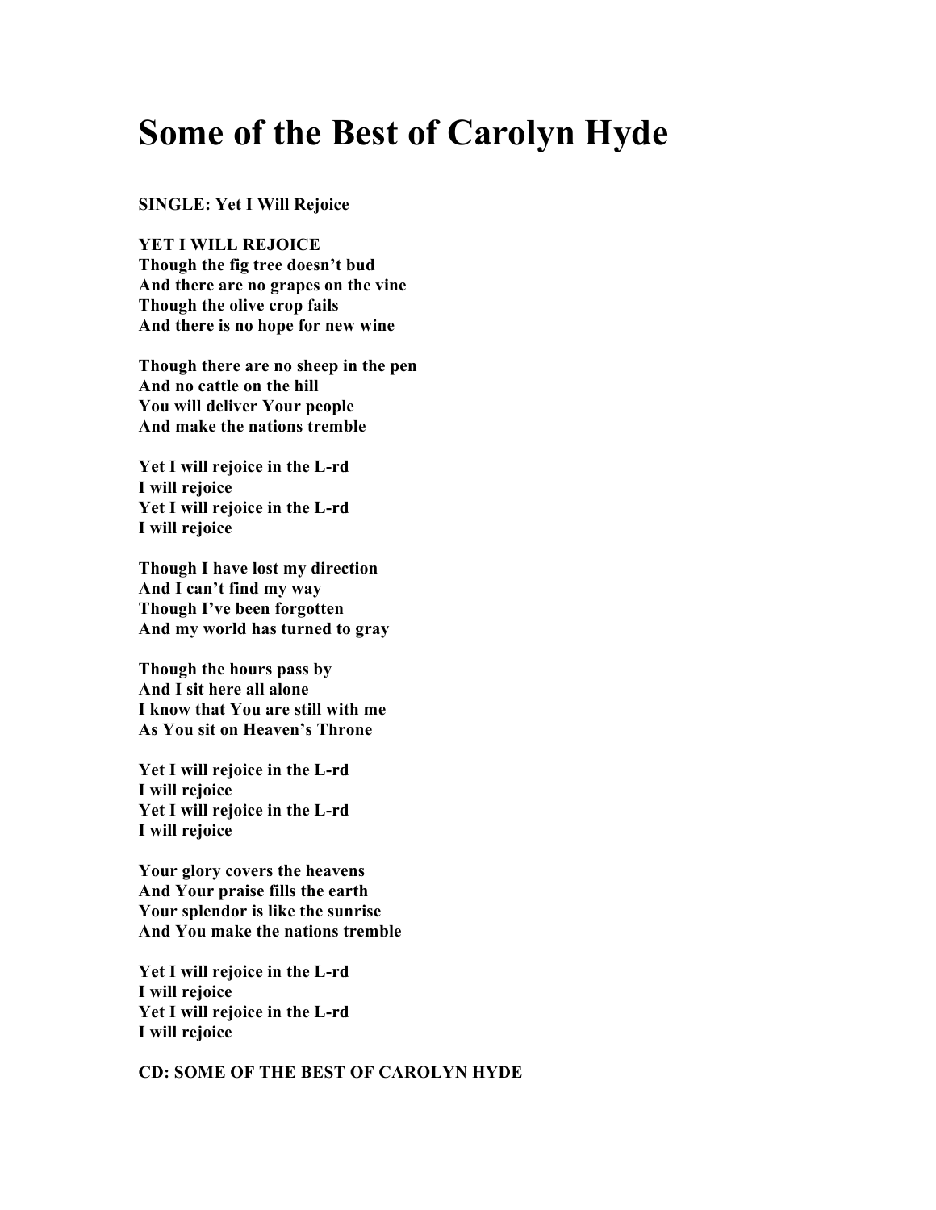# Some of the Best of Carolyn Hyde

**SINGLE: Yet I Will Rejoice**

**YET I WILL REJOICE**
**Though the fig tree doesn't bud**
**And there are no grapes on the vine**
**Though the olive crop fails**
**And there is no hope for new wine**

**Though there are no sheep in the pen**
**And no cattle on the hill**
**You will deliver Your people**
**And make the nations tremble**

**Yet I will rejoice in the L-rd**
**I will rejoice**
**Yet I will rejoice in the L-rd**
**I will rejoice**

**Though I have lost my direction**
**And I can't find my way**
**Though I've been forgotten**
**And my world has turned to gray**

**Though the hours pass by**
**And I sit here all alone**
**I know that You are still with me**
**As You sit on Heaven's Throne**

**Yet I will rejoice in the L-rd**
**I will rejoice**
**Yet I will rejoice in the L-rd**
**I will rejoice**

**Your glory covers the heavens**
**And Your praise fills the earth**
**Your splendor is like the sunrise**
**And You make the nations tremble**

**Yet I will rejoice in the L-rd**
**I will rejoice**
**Yet I will rejoice in the L-rd**
**I will rejoice**

**CD: SOME OF THE BEST OF CAROLYN HYDE**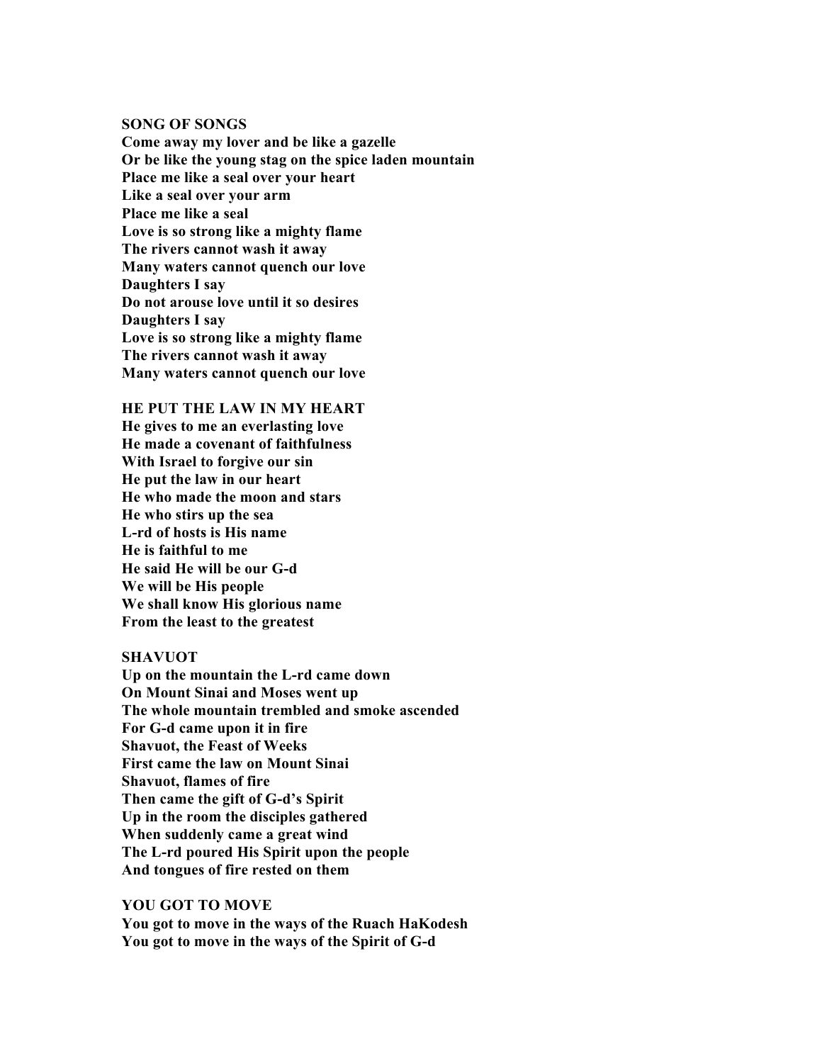## SONG OF SONGS

**Come away my lover and be like a gazelle**
**Or be like the young stag on the spice laden mountain**
**Place me like a seal over your heart**
**Like a seal over your arm**
**Place me like a seal**
**Love is so strong like a mighty flame**
**The rivers cannot wash it away**
**Many waters cannot quench our love**
**Daughters I say**
**Do not arouse love until it so desires**
**Daughters I say**
**Love is so strong like a mighty flame**
**The rivers cannot wash it away**
**Many waters cannot quench our love**

## HE PUT THE LAW IN MY HEART

**He gives to me an everlasting love**
**He made a covenant of faithfulness**
**With Israel to forgive our sin**
**He put the law in our heart**
**He who made the moon and stars**
**He who stirs up the sea**
**L-rd of hosts is His name**
**He is faithful to me**
**He said He will be our G-d**
**We will be His people**
**We shall know His glorious name**
**From the least to the greatest**

## SHAVUOT

**Up on the mountain the L-rd came down**
**On Mount Sinai and Moses went up**
**The whole mountain trembled and smoke ascended**
**For G-d came upon it in fire**
**Shavuot, the Feast of Weeks**
**First came the law on Mount Sinai**
**Shavuot, flames of fire**
**Then came the gift of G-d's Spirit**
**Up in the room the disciples gathered**
**When suddenly came a great wind**
**The L-rd poured His Spirit upon the people**
**And tongues of fire rested on them**

## YOU GOT TO MOVE

**You got to move in the ways of the Ruach HaKodesh**
**You got to move in the ways of the Spirit of G-d**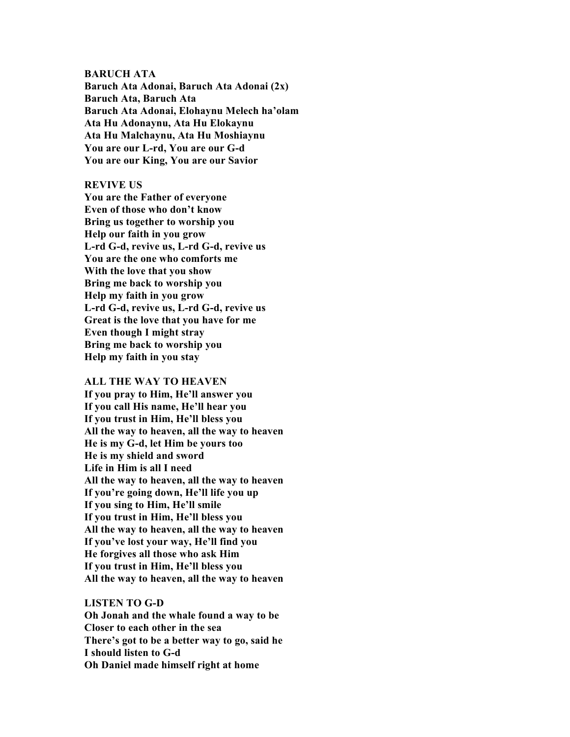**BARUCH ATA**

**Baruch Ata Adonai, Baruch Ata Adonai (2x)**
**Baruch Ata, Baruch Ata**
**Baruch Ata Adonai, Elohaynu Melech ha'olam**
**Ata Hu Adonaynu, Ata Hu Elokaynu**
**Ata Hu Malchaynu, Ata Hu Moshiaynu**
**You are our L-rd, You are our G-d**
**You are our King, You are our Savior**

**REVIVE US**

**You are the Father of everyone**
**Even of those who don't know**
**Bring us together to worship you**
**Help our faith in you grow**
**L-rd G-d, revive us, L-rd G-d, revive us**
**You are the one who comforts me**
**With the love that you show**
**Bring me back to worship you**
**Help my faith in you grow**
**L-rd G-d, revive us, L-rd G-d, revive us**
**Great is the love that you have for me**
**Even though I might stray**
**Bring me back to worship you**
**Help my faith in you stay**

**ALL THE WAY TO HEAVEN**

**If you pray to Him, He'll answer you**
**If you call His name, He'll hear you**
**If you trust in Him, He'll bless you**
**All the way to heaven, all the way to heaven**
**He is my G-d, let Him be yours too**
**He is my shield and sword**
**Life in Him is all I need**
**All the way to heaven, all the way to heaven**
**If you're going down, He'll life you up**
**If you sing to Him, He'll smile**
**If you trust in Him, He'll bless you**
**All the way to heaven, all the way to heaven**
**If you've lost your way, He'll find you**
**He forgives all those who ask Him**
**If you trust in Him, He'll bless you**
**All the way to heaven, all the way to heaven**

**LISTEN TO G-D**

**Oh Jonah and the whale found a way to be**
**Closer to each other in the sea**
**There's got to be a better way to go, said he**
**I should listen to G-d**
**Oh Daniel made himself right at home**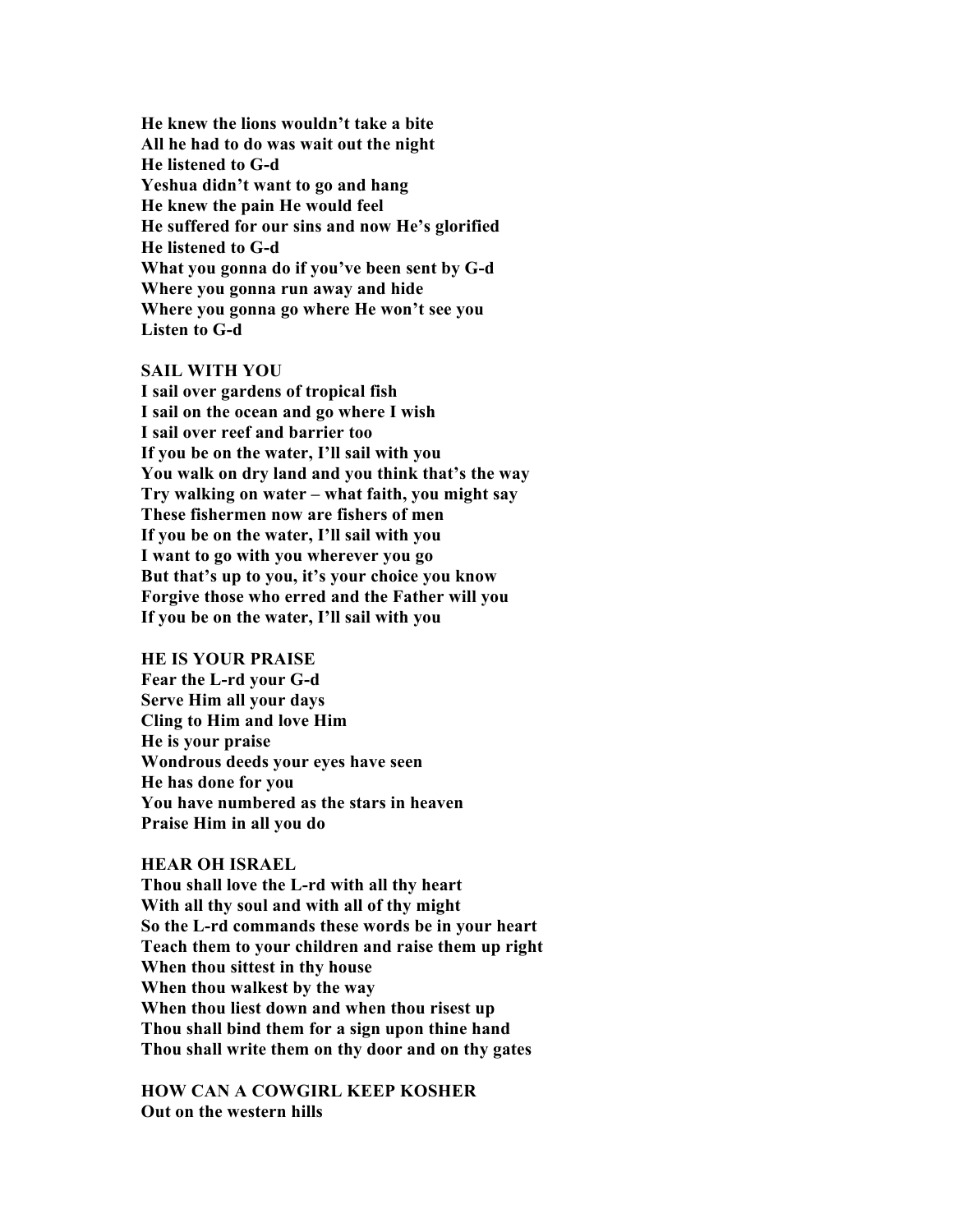**He knew the lions wouldn't take a bite**
**All he had to do was wait out the night**
**He listened to G-d**
**Yeshua didn't want to go and hang**
**He knew the pain He would feel**
**He suffered for our sins and now He's glorified**
**He listened to G-d**
**What you gonna do if you've been sent by G-d**
**Where you gonna run away and hide**
**Where you gonna go where He won't see you**
**Listen to G-d**

**SAIL WITH YOU**
**I sail over gardens of tropical fish**
**I sail on the ocean and go where I wish**
**I sail over reef and barrier too**
**If you be on the water, I'll sail with you**
**You walk on dry land and you think that's the way**
**Try walking on water – what faith, you might say**
**These fishermen now are fishers of men**
**If you be on the water, I'll sail with you**
**I want to go with you wherever you go**
**But that's up to you, it's your choice you know**
**Forgive those who erred and the Father will you**
**If you be on the water, I'll sail with you**

**HE IS YOUR PRAISE**
**Fear the L-rd your G-d**
**Serve Him all your days**
**Cling to Him and love Him**
**He is your praise**
**Wondrous deeds your eyes have seen**
**He has done for you**
**You have numbered as the stars in heaven**
**Praise Him in all you do**

**HEAR OH ISRAEL**
**Thou shall love the L-rd with all thy heart**
**With all thy soul and with all of thy might**
**So the L-rd commands these words be in your heart**
**Teach them to your children and raise them up right**
**When thou sittest in thy house**
**When thou walkest by the way**
**When thou liest down and when thou risest up**
**Thou shall bind them for a sign upon thine hand**
**Thou shall write them on thy door and on thy gates**

**HOW CAN A COWGIRL KEEP KOSHER**
**Out on the western hills**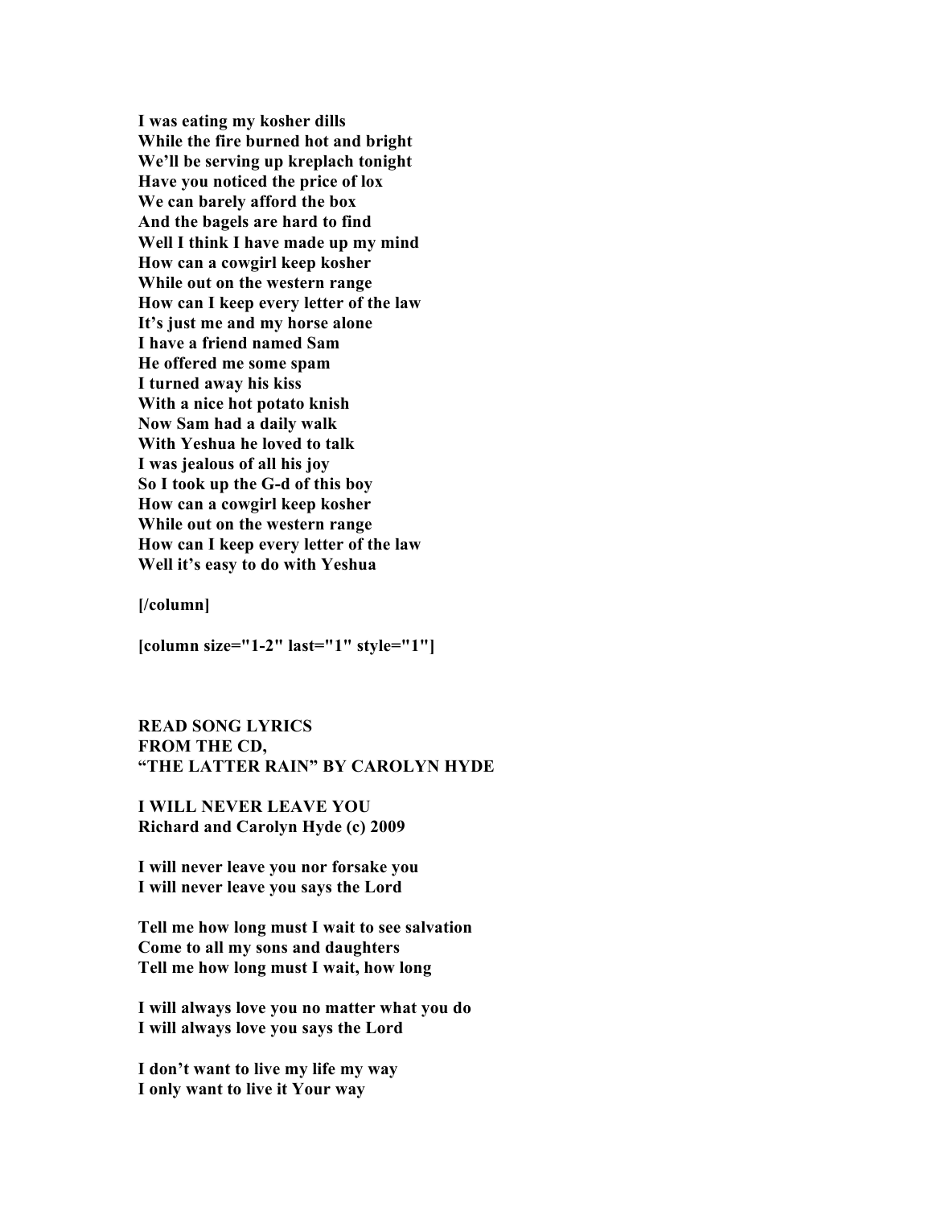**I was eating my kosher dills**
**While the fire burned hot and bright**
**We'll be serving up kreplach tonight**
**Have you noticed the price of lox**
**We can barely afford the box**
**And the bagels are hard to find**
**Well I think I have made up my mind**
**How can a cowgirl keep kosher**
**While out on the western range**
**How can I keep every letter of the law**
**It's just me and my horse alone**
**I have a friend named Sam**
**He offered me some spam**
**I turned away his kiss**
**With a nice hot potato knish**
**Now Sam had a daily walk**
**With Yeshua he loved to talk**
**I was jealous of all his joy**
**So I took up the G-d of this boy**
**How can a cowgirl keep kosher**
**While out on the western range**
**How can I keep every letter of the law**
**Well it's easy to do with Yeshua**

**[/column]**

**[column size="1-2" last="1" style="1"]**

**READ SONG LYRICS**
**FROM THE CD,**
**"THE LATTER RAIN" BY CAROLYN HYDE**

**I WILL NEVER LEAVE YOU**
**Richard and Carolyn Hyde (c) 2009**

**I will never leave you nor forsake you**
**I will never leave you says the Lord**

**Tell me how long must I wait to see salvation**
**Come to all my sons and daughters**
**Tell me how long must I wait, how long**

**I will always love you no matter what you do**
**I will always love you says the Lord**

**I don't want to live my life my way**
**I only want to live it Your way**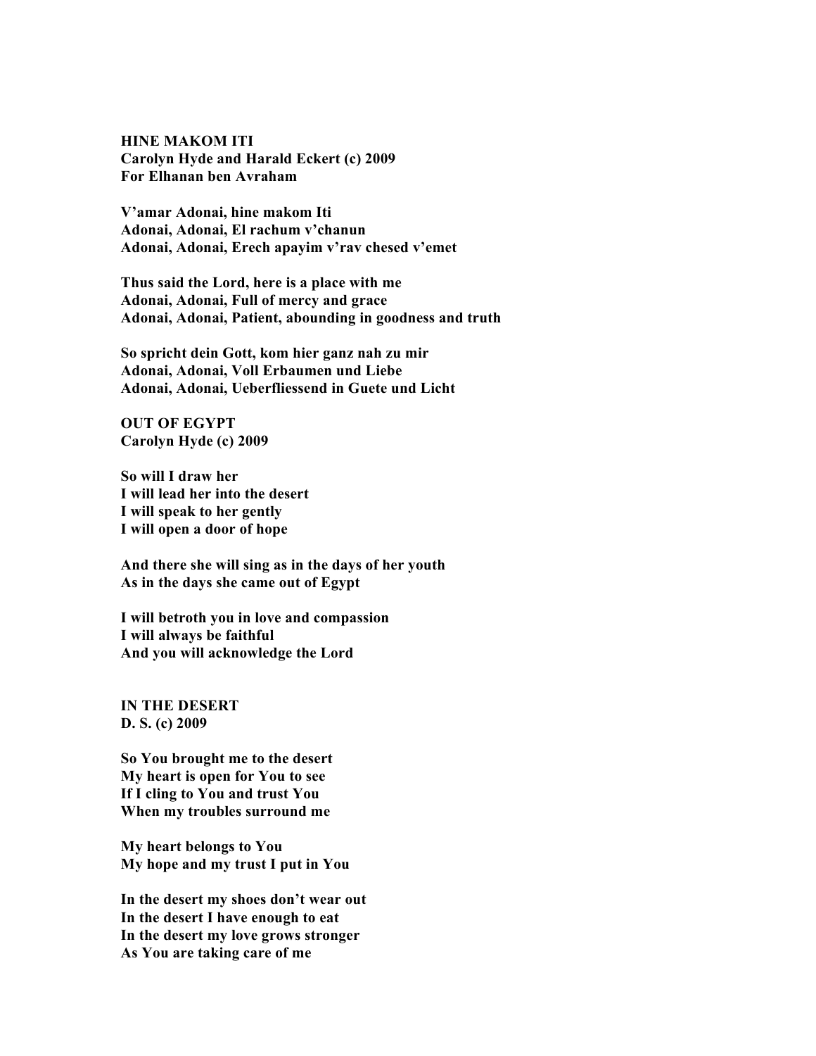**HINE MAKOM ITI**
**Carolyn Hyde and Harald Eckert (c) 2009**
**For Elhanan ben Avraham**

**V'amar Adonai, hine makom Iti**
**Adonai, Adonai, El rachum v'chanun**
**Adonai, Adonai, Erech apayim v'rav chesed v'emet**

**Thus said the Lord, here is a place with me**
**Adonai, Adonai, Full of mercy and grace**
**Adonai, Adonai, Patient, abounding in goodness and truth**

**So spricht dein Gott, kom hier ganz nah zu mir**
**Adonai, Adonai, Voll Erbaumen und Liebe**
**Adonai, Adonai, Ueberfliessend in Guete und Licht**

**OUT OF EGYPT**
**Carolyn Hyde (c) 2009**

**So will I draw her**
**I will lead her into the desert**
**I will speak to her gently**
**I will open a door of hope**

**And there she will sing as in the days of her youth**
**As in the days she came out of Egypt**

**I will betroth you in love and compassion**
**I will always be faithful**
**And you will acknowledge the Lord**

**IN THE DESERT**
**D. S. (c) 2009**

**So You brought me to the desert**
**My heart is open for You to see**
**If I cling to You and trust You**
**When my troubles surround me**

**My heart belongs to You**
**My hope and my trust I put in You**

**In the desert my shoes don't wear out**
**In the desert I have enough to eat**
**In the desert my love grows stronger**
**As You are taking care of me**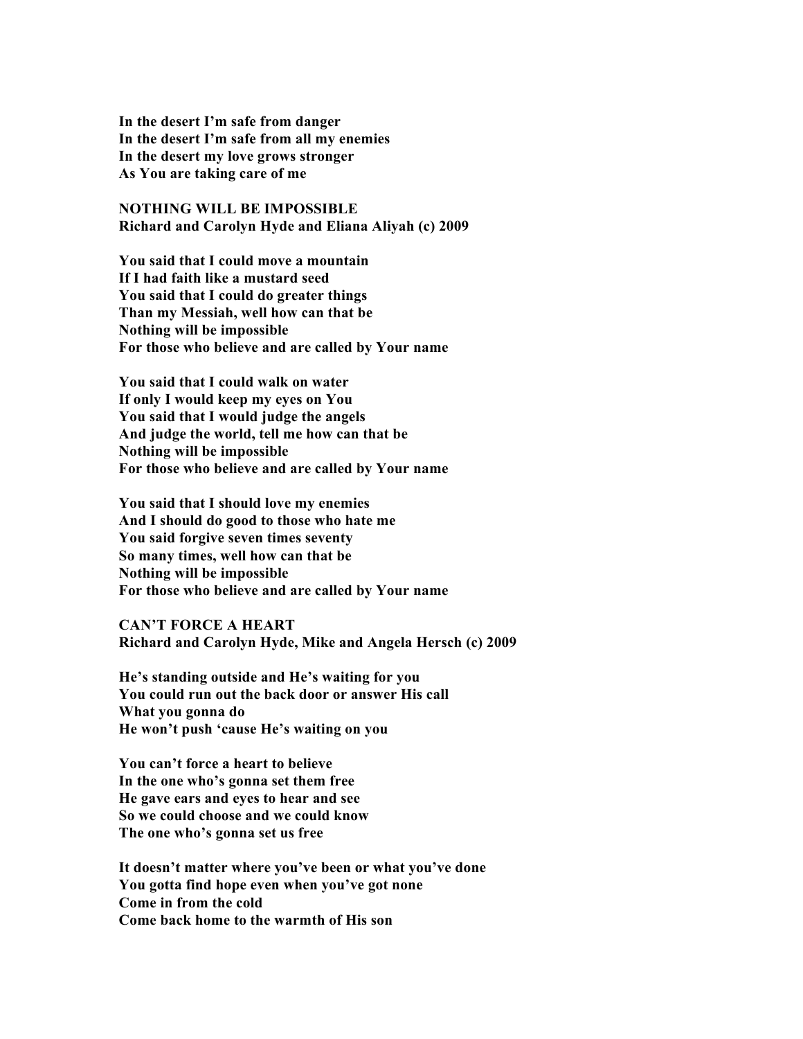**In the desert I'm safe from danger**
**In the desert I'm safe from all my enemies**
**In the desert my love grows stronger**
**As You are taking care of me**

## NOTHING WILL BE IMPOSSIBLE

**Richard and Carolyn Hyde and Eliana Aliyah (c) 2009**

**You said that I could move a mountain**
**If I had faith like a mustard seed**
**You said that I could do greater things**
**Than my Messiah, well how can that be**
**Nothing will be impossible**
**For those who believe and are called by Your name**

**You said that I could walk on water**
**If only I would keep my eyes on You**
**You said that I would judge the angels**
**And judge the world, tell me how can that be**
**Nothing will be impossible**
**For those who believe and are called by Your name**

**You said that I should love my enemies**
**And I should do good to those who hate me**
**You said forgive seven times seventy**
**So many times, well how can that be**
**Nothing will be impossible**
**For those who believe and are called by Your name**

## CAN'T FORCE A HEART

**Richard and Carolyn Hyde, Mike and Angela Hersch (c) 2009**

**He's standing outside and He's waiting for you**
**You could run out the back door or answer His call**
**What you gonna do**
**He won't push 'cause He's waiting on you**

**You can't force a heart to believe**
**In the one who's gonna set them free**
**He gave ears and eyes to hear and see**
**So we could choose and we could know**
**The one who's gonna set us free**

**It doesn't matter where you've been or what you've done**
**You gotta find hope even when you've got none**
**Come in from the cold**
**Come back home to the warmth of His son**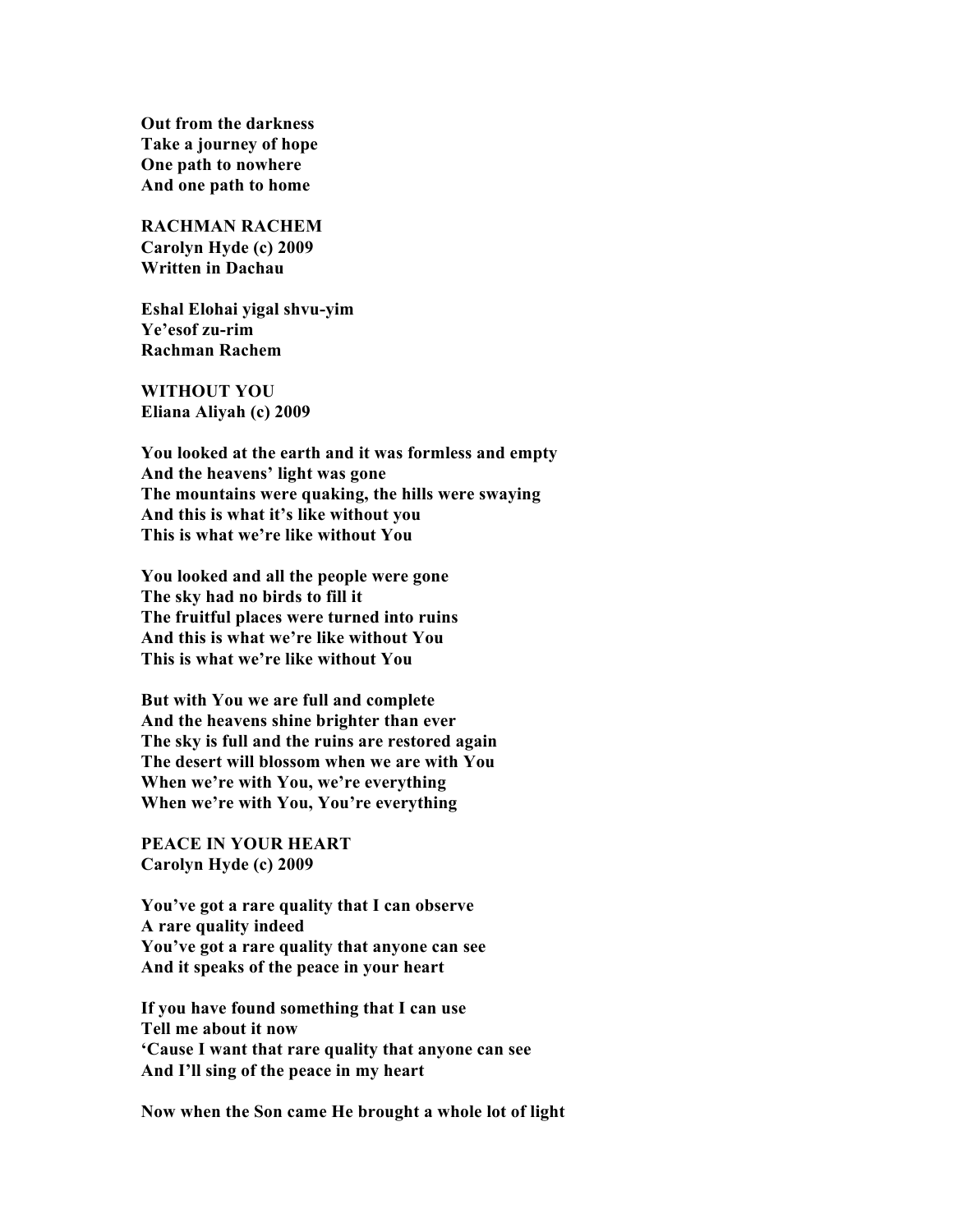**Out from the darkness**
**Take a journey of hope**
**One path to nowhere**
**And one path to home**

## RACHMAN RACHEM

**Carolyn Hyde (c) 2009**
**Written in Dachau**

**Eshal Elohai yigal shvu-yim**
**Ye'esof zu-rim**
**Rachman Rachem**

## WITHOUT YOU

**Eliana Aliyah (c) 2009**

**You looked at the earth and it was formless and empty**
**And the heavens' light was gone**
**The mountains were quaking, the hills were swaying**
**And this is what it's like without you**
**This is what we're like without You**

**You looked and all the people were gone**
**The sky had no birds to fill it**
**The fruitful places were turned into ruins**
**And this is what we're like without You**
**This is what we're like without You**

**But with You we are full and complete**
**And the heavens shine brighter than ever**
**The sky is full and the ruins are restored again**
**The desert will blossom when we are with You**
**When we're with You, we're everything**
**When we're with You, You're everything**

## PEACE IN YOUR HEART

**Carolyn Hyde (c) 2009**

**You've got a rare quality that I can observe**
**A rare quality indeed**
**You've got a rare quality that anyone can see**
**And it speaks of the peace in your heart**

**If you have found something that I can use**
**Tell me about it now**
**'Cause I want that rare quality that anyone can see**
**And I'll sing of the peace in my heart**

**Now when the Son came He brought a whole lot of light**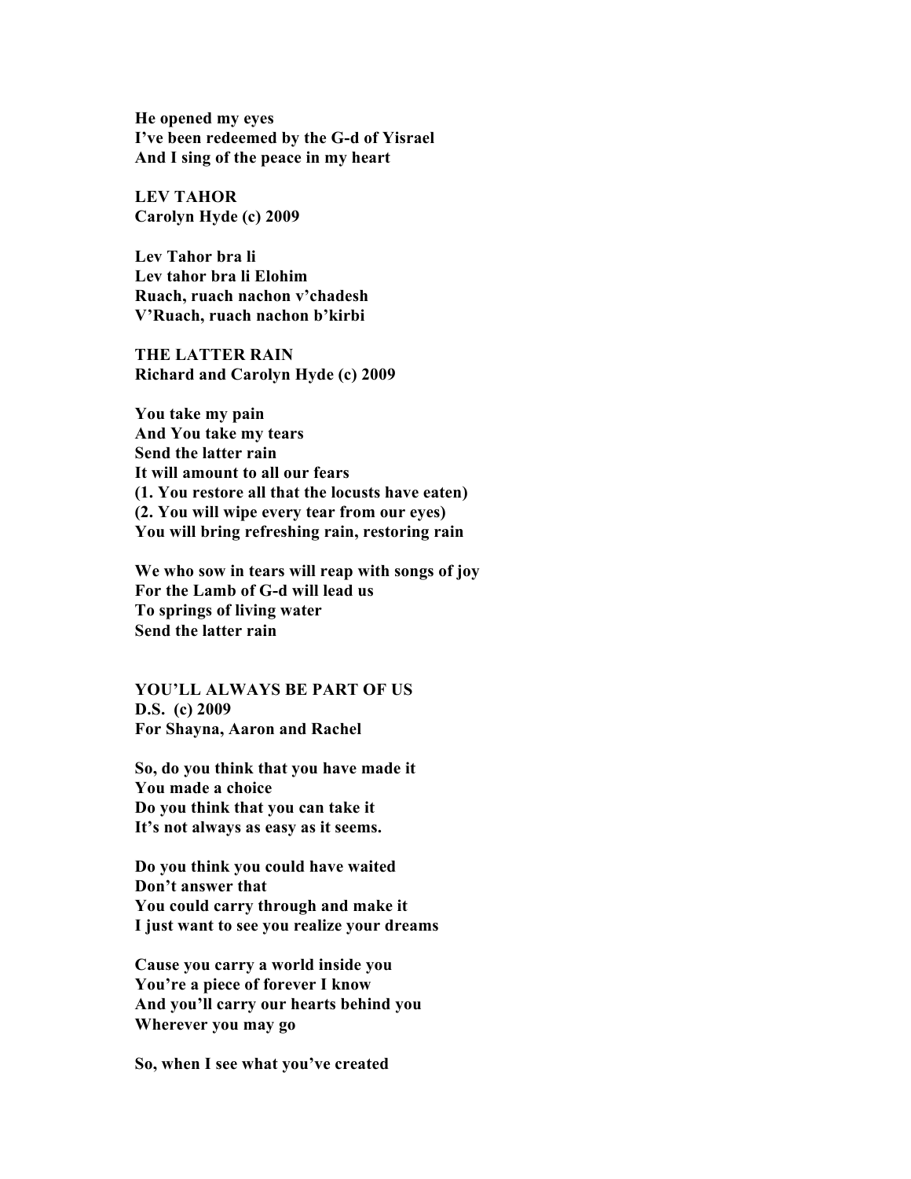**He opened my eyes**
**I've been redeemed by the G-d of Yisrael**
**And I sing of the peace in my heart**

## LEV TAHOR

**Carolyn Hyde (c) 2009**

**Lev Tahor bra li**
**Lev tahor bra li Elohim**
**Ruach, ruach nachon v'chadesh**
**V'Ruach, ruach nachon b'kirbi**

## THE LATTER RAIN

**Richard and Carolyn Hyde (c) 2009**

**You take my pain**
**And You take my tears**
**Send the latter rain**
**It will amount to all our fears**
**(1. You restore all that the locusts have eaten)**
**(2. You will wipe every tear from our eyes)**
**You will bring refreshing rain, restoring rain**

**We who sow in tears will reap with songs of joy**
**For the Lamb of G-d will lead us**
**To springs of living water**
**Send the latter rain**

## YOU'LL ALWAYS BE PART OF US

**D.S. (c) 2009**
**For Shayna, Aaron and Rachel**

**So, do you think that you have made it**
**You made a choice**
**Do you think that you can take it**
**It's not always as easy as it seems.**

**Do you think you could have waited**
**Don't answer that**
**You could carry through and make it**
**I just want to see you realize your dreams**

**Cause you carry a world inside you**
**You're a piece of forever I know**
**And you'll carry our hearts behind you**
**Wherever you may go**

**So, when I see what you've created**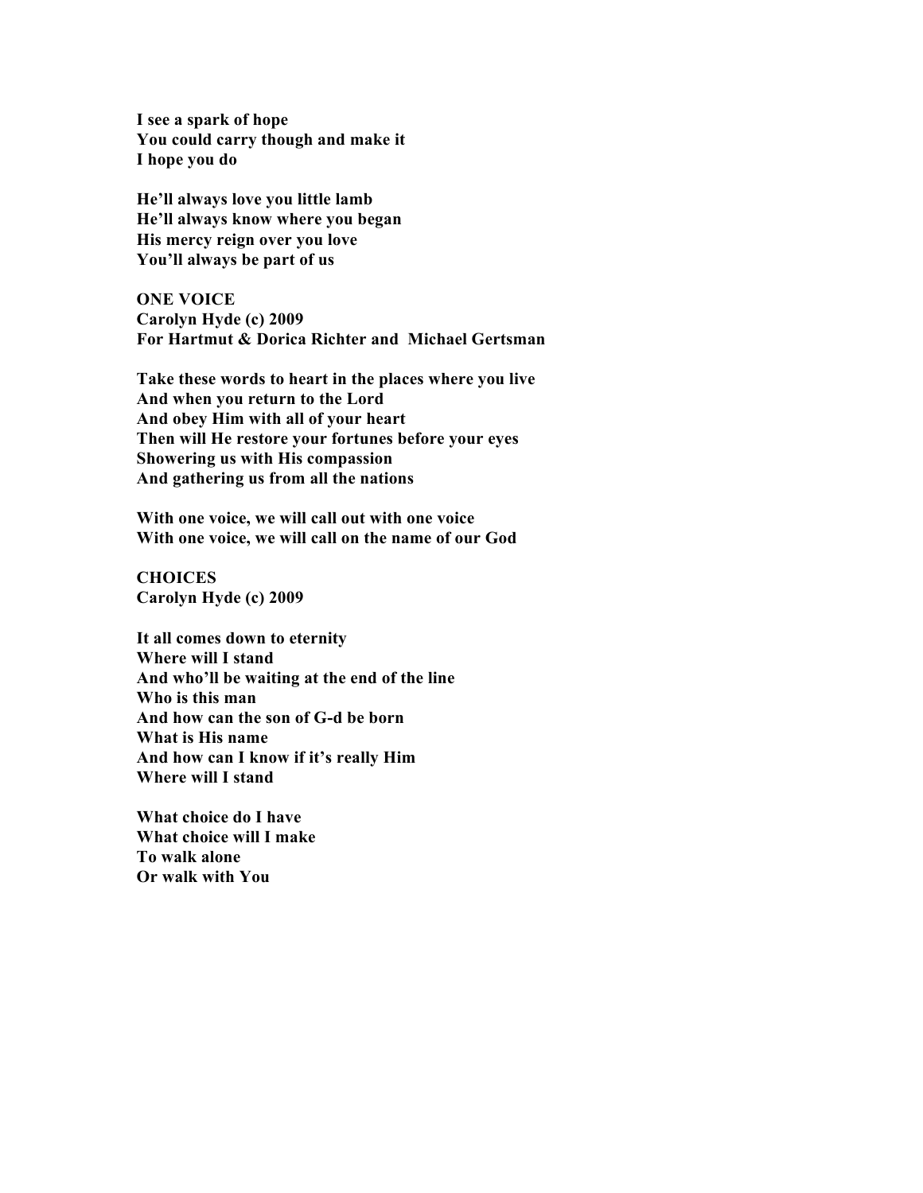**I see a spark of hope**
**You could carry though and make it**
**I hope you do**

**He'll always love you little lamb**
**He'll always know where you began**
**His mercy reign over you love**
**You'll always be part of us**

## ONE VOICE

**Carolyn Hyde (c) 2009**
**For Hartmut & Dorica Richter and Michael Gertsman**

**Take these words to heart in the places where you live**
**And when you return to the Lord**
**And obey Him with all of your heart**
**Then will He restore your fortunes before your eyes**
**Showering us with His compassion**
**And gathering us from all the nations**

**With one voice, we will call out with one voice**
**With one voice, we will call on the name of our God**

## CHOICES

**Carolyn Hyde (c) 2009**

**It all comes down to eternity**
**Where will I stand**
**And who'll be waiting at the end of the line**
**Who is this man**
**And how can the son of G-d be born**
**What is His name**
**And how can I know if it's really Him**
**Where will I stand**

**What choice do I have**
**What choice will I make**
**To walk alone**
**Or walk with You**